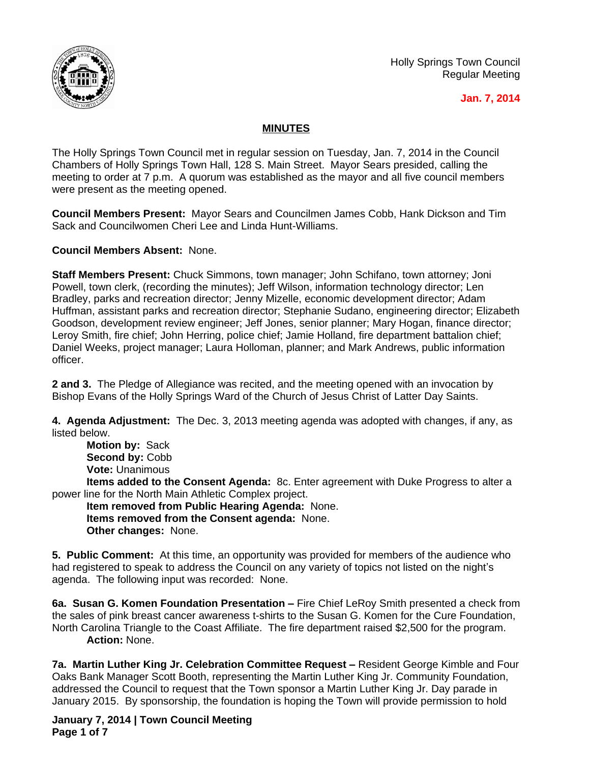Holly Springs Town Council
Regular Meeting

**Jan. 7, 2014**

## MINUTES

The Holly Springs Town Council met in regular session on Tuesday, Jan. 7, 2014 in the Council Chambers of Holly Springs Town Hall, 128 S. Main Street. Mayor Sears presided, calling the meeting to order at 7 p.m. A quorum was established as the mayor and all five council members were present as the meeting opened.

**Council Members Present:** Mayor Sears and Councilmen James Cobb, Hank Dickson and Tim Sack and Councilwomen Cheri Lee and Linda Hunt-Williams.

**Council Members Absent:** None.

**Staff Members Present:** Chuck Simmons, town manager; John Schifano, town attorney; Joni Powell, town clerk, (recording the minutes); Jeff Wilson, information technology director; Len Bradley, parks and recreation director; Jenny Mizelle, economic development director; Adam Huffman, assistant parks and recreation director; Stephanie Sudano, engineering director; Elizabeth Goodson, development review engineer; Jeff Jones, senior planner; Mary Hogan, finance director; Leroy Smith, fire chief; John Herring, police chief; Jamie Holland, fire department battalion chief; Daniel Weeks, project manager; Laura Holloman, planner; and Mark Andrews, public information officer.

**2 and 3.** The Pledge of Allegiance was recited, and the meeting opened with an invocation by Bishop Evans of the Holly Springs Ward of the Church of Jesus Christ of Latter Day Saints.

**4. Agenda Adjustment:** The Dec. 3, 2013 meeting agenda was adopted with changes, if any, as listed below.

**Motion by:** Sack
**Second by:** Cobb
**Vote:** Unanimous
**Items added to the Consent Agenda:** 8c. Enter agreement with Duke Progress to alter a power line for the North Main Athletic Complex project.
**Item removed from Public Hearing Agenda:** None.
**Items removed from the Consent agenda:** None.
**Other changes:** None.

**5. Public Comment:** At this time, an opportunity was provided for members of the audience who had registered to speak to address the Council on any variety of topics not listed on the night's agenda. The following input was recorded: None.

**6a. Susan G. Komen Foundation Presentation –** Fire Chief LeRoy Smith presented a check from the sales of pink breast cancer awareness t-shirts to the Susan G. Komen for the Cure Foundation, North Carolina Triangle to the Coast Affiliate. The fire department raised $2,500 for the program.
**Action:** None.

**7a. Martin Luther King Jr. Celebration Committee Request –** Resident George Kimble and Four Oaks Bank Manager Scott Booth, representing the Martin Luther King Jr. Community Foundation, addressed the Council to request that the Town sponsor a Martin Luther King Jr. Day parade in January 2015. By sponsorship, the foundation is hoping the Town will provide permission to hold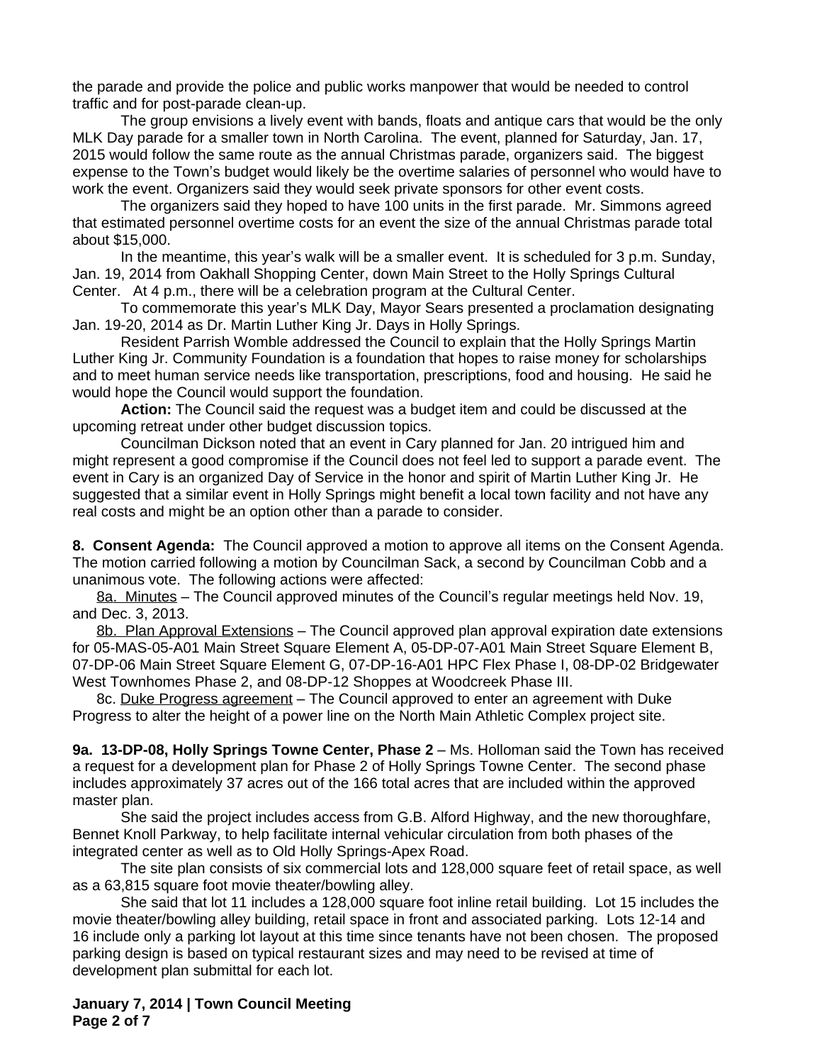the parade and provide the police and public works manpower that would be needed to control traffic and for post-parade clean-up.

The group envisions a lively event with bands, floats and antique cars that would be the only MLK Day parade for a smaller town in North Carolina. The event, planned for Saturday, Jan. 17, 2015 would follow the same route as the annual Christmas parade, organizers said. The biggest expense to the Town's budget would likely be the overtime salaries of personnel who would have to work the event. Organizers said they would seek private sponsors for other event costs.

The organizers said they hoped to have 100 units in the first parade. Mr. Simmons agreed that estimated personnel overtime costs for an event the size of the annual Christmas parade total about $15,000.

In the meantime, this year's walk will be a smaller event. It is scheduled for 3 p.m. Sunday, Jan. 19, 2014 from Oakhall Shopping Center, down Main Street to the Holly Springs Cultural Center. At 4 p.m., there will be a celebration program at the Cultural Center.

To commemorate this year's MLK Day, Mayor Sears presented a proclamation designating Jan. 19-20, 2014 as Dr. Martin Luther King Jr. Days in Holly Springs.

Resident Parrish Womble addressed the Council to explain that the Holly Springs Martin Luther King Jr. Community Foundation is a foundation that hopes to raise money for scholarships and to meet human service needs like transportation, prescriptions, food and housing. He said he would hope the Council would support the foundation.

**Action:** The Council said the request was a budget item and could be discussed at the upcoming retreat under other budget discussion topics.

Councilman Dickson noted that an event in Cary planned for Jan. 20 intrigued him and might represent a good compromise if the Council does not feel led to support a parade event. The event in Cary is an organized Day of Service in the honor and spirit of Martin Luther King Jr. He suggested that a similar event in Holly Springs might benefit a local town facility and not have any real costs and might be an option other than a parade to consider.

**8. Consent Agenda:** The Council approved a motion to approve all items on the Consent Agenda. The motion carried following a motion by Councilman Sack, a second by Councilman Cobb and a unanimous vote. The following actions were affected:

8a. Minutes – The Council approved minutes of the Council's regular meetings held Nov. 19, and Dec. 3, 2013.

8b. Plan Approval Extensions – The Council approved plan approval expiration date extensions for 05-MAS-05-A01 Main Street Square Element A, 05-DP-07-A01 Main Street Square Element B, 07-DP-06 Main Street Square Element G, 07-DP-16-A01 HPC Flex Phase I, 08-DP-02 Bridgewater West Townhomes Phase 2, and 08-DP-12 Shoppes at Woodcreek Phase III.

8c. Duke Progress agreement – The Council approved to enter an agreement with Duke Progress to alter the height of a power line on the North Main Athletic Complex project site.

**9a. 13-DP-08, Holly Springs Towne Center, Phase 2** – Ms. Holloman said the Town has received a request for a development plan for Phase 2 of Holly Springs Towne Center. The second phase includes approximately 37 acres out of the 166 total acres that are included within the approved master plan.

She said the project includes access from G.B. Alford Highway, and the new thoroughfare, Bennet Knoll Parkway, to help facilitate internal vehicular circulation from both phases of the integrated center as well as to Old Holly Springs-Apex Road.

The site plan consists of six commercial lots and 128,000 square feet of retail space, as well as a 63,815 square foot movie theater/bowling alley.

She said that lot 11 includes a 128,000 square foot inline retail building. Lot 15 includes the movie theater/bowling alley building, retail space in front and associated parking. Lots 12-14 and 16 include only a parking lot layout at this time since tenants have not been chosen. The proposed parking design is based on typical restaurant sizes and may need to be revised at time of development plan submittal for each lot.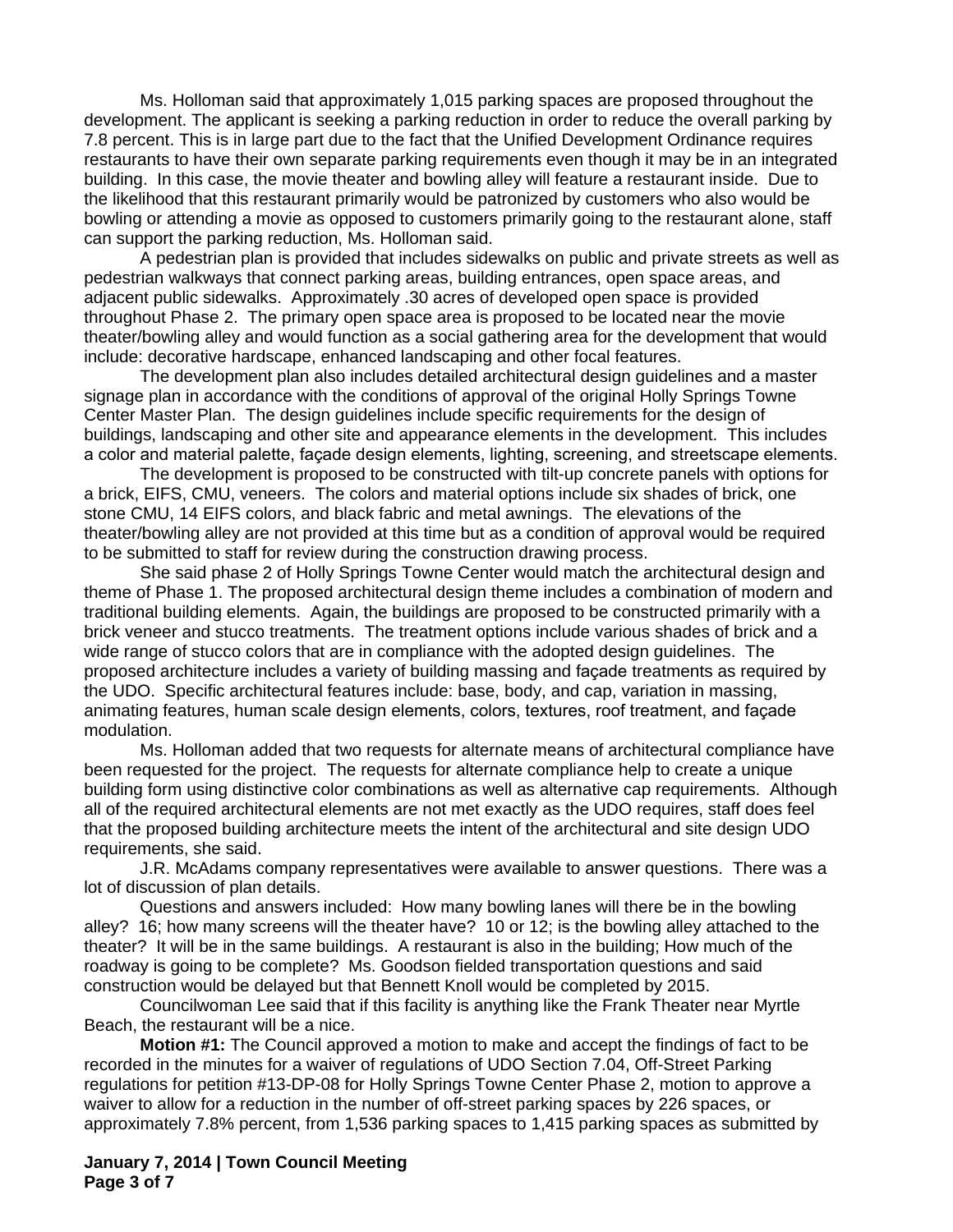Ms. Holloman said that approximately 1,015 parking spaces are proposed throughout the development. The applicant is seeking a parking reduction in order to reduce the overall parking by 7.8 percent. This is in large part due to the fact that the Unified Development Ordinance requires restaurants to have their own separate parking requirements even though it may be in an integrated building. In this case, the movie theater and bowling alley will feature a restaurant inside. Due to the likelihood that this restaurant primarily would be patronized by customers who also would be bowling or attending a movie as opposed to customers primarily going to the restaurant alone, staff can support the parking reduction, Ms. Holloman said.

A pedestrian plan is provided that includes sidewalks on public and private streets as well as pedestrian walkways that connect parking areas, building entrances, open space areas, and adjacent public sidewalks. Approximately .30 acres of developed open space is provided throughout Phase 2. The primary open space area is proposed to be located near the movie theater/bowling alley and would function as a social gathering area for the development that would include: decorative hardscape, enhanced landscaping and other focal features.

The development plan also includes detailed architectural design guidelines and a master signage plan in accordance with the conditions of approval of the original Holly Springs Towne Center Master Plan. The design guidelines include specific requirements for the design of buildings, landscaping and other site and appearance elements in the development. This includes a color and material palette, façade design elements, lighting, screening, and streetscape elements.

The development is proposed to be constructed with tilt-up concrete panels with options for a brick, EIFS, CMU, veneers. The colors and material options include six shades of brick, one stone CMU, 14 EIFS colors, and black fabric and metal awnings. The elevations of the theater/bowling alley are not provided at this time but as a condition of approval would be required to be submitted to staff for review during the construction drawing process.

She said phase 2 of Holly Springs Towne Center would match the architectural design and theme of Phase 1. The proposed architectural design theme includes a combination of modern and traditional building elements. Again, the buildings are proposed to be constructed primarily with a brick veneer and stucco treatments. The treatment options include various shades of brick and a wide range of stucco colors that are in compliance with the adopted design guidelines. The proposed architecture includes a variety of building massing and façade treatments as required by the UDO. Specific architectural features include: base, body, and cap, variation in massing, animating features, human scale design elements, colors, textures, roof treatment, and façade modulation.

Ms. Holloman added that two requests for alternate means of architectural compliance have been requested for the project. The requests for alternate compliance help to create a unique building form using distinctive color combinations as well as alternative cap requirements. Although all of the required architectural elements are not met exactly as the UDO requires, staff does feel that the proposed building architecture meets the intent of the architectural and site design UDO requirements, she said.

J.R. McAdams company representatives were available to answer questions. There was a lot of discussion of plan details.

Questions and answers included: How many bowling lanes will there be in the bowling alley? 16; how many screens will the theater have? 10 or 12; is the bowling alley attached to the theater? It will be in the same buildings. A restaurant is also in the building; How much of the roadway is going to be complete? Ms. Goodson fielded transportation questions and said construction would be delayed but that Bennett Knoll would be completed by 2015.

Councilwoman Lee said that if this facility is anything like the Frank Theater near Myrtle Beach, the restaurant will be a nice.

**Motion #1:** The Council approved a motion to make and accept the findings of fact to be recorded in the minutes for a waiver of regulations of UDO Section 7.04, Off-Street Parking regulations for petition #13-DP-08 for Holly Springs Towne Center Phase 2, motion to approve a waiver to allow for a reduction in the number of off-street parking spaces by 226 spaces, or approximately 7.8% percent, from 1,536 parking spaces to 1,415 parking spaces as submitted by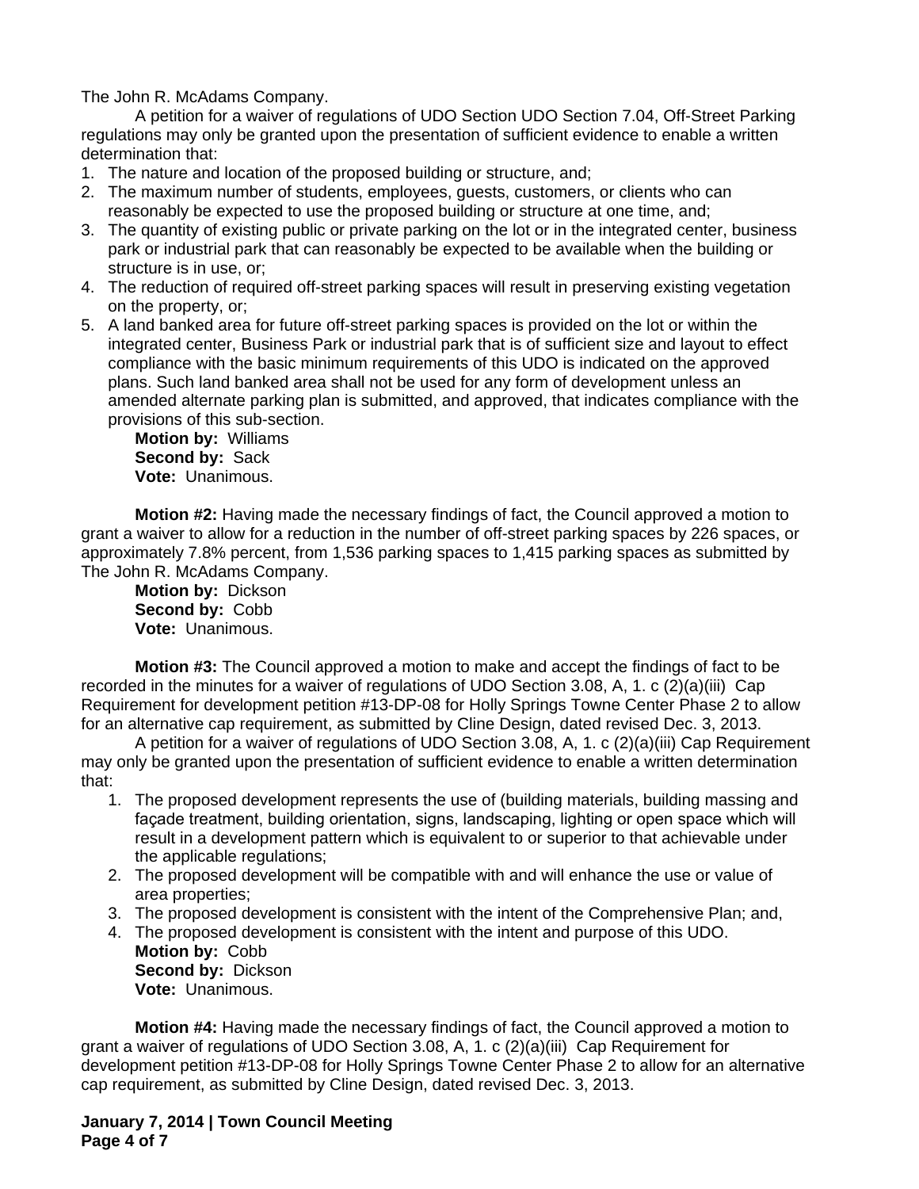The John R. McAdams Company.

A petition for a waiver of regulations of UDO Section UDO Section 7.04, Off-Street Parking regulations may only be granted upon the presentation of sufficient evidence to enable a written determination that:

1. The nature and location of the proposed building or structure, and;
2. The maximum number of students, employees, guests, customers, or clients who can reasonably be expected to use the proposed building or structure at one time, and;
3. The quantity of existing public or private parking on the lot or in the integrated center, business park or industrial park that can reasonably be expected to be available when the building or structure is in use, or;
4. The reduction of required off-street parking spaces will result in preserving existing vegetation on the property, or;
5. A land banked area for future off-street parking spaces is provided on the lot or within the integrated center, Business Park or industrial park that is of sufficient size and layout to effect compliance with the basic minimum requirements of this UDO is indicated on the approved plans. Such land banked area shall not be used for any form of development unless an amended alternate parking plan is submitted, and approved, that indicates compliance with the provisions of this sub-section.

**Motion by:** Williams
**Second by:** Sack
**Vote:** Unanimous.

**Motion #2:** Having made the necessary findings of fact, the Council approved a motion to grant a waiver to allow for a reduction in the number of off-street parking spaces by 226 spaces, or approximately 7.8% percent, from 1,536 parking spaces to 1,415 parking spaces as submitted by The John R. McAdams Company.

**Motion by:** Dickson
**Second by:** Cobb
**Vote:** Unanimous.

**Motion #3:** The Council approved a motion to make and accept the findings of fact to be recorded in the minutes for a waiver of regulations of UDO Section 3.08, A, 1. c (2)(a)(iii) Cap Requirement for development petition #13-DP-08 for Holly Springs Towne Center Phase 2 to allow for an alternative cap requirement, as submitted by Cline Design, dated revised Dec. 3, 2013.

A petition for a waiver of regulations of UDO Section 3.08, A, 1. c (2)(a)(iii) Cap Requirement may only be granted upon the presentation of sufficient evidence to enable a written determination that:

1. The proposed development represents the use of (building materials, building massing and façade treatment, building orientation, signs, landscaping, lighting or open space which will result in a development pattern which is equivalent to or superior to that achievable under the applicable regulations;
2. The proposed development will be compatible with and will enhance the use or value of area properties;
3. The proposed development is consistent with the intent of the Comprehensive Plan; and,
4. The proposed development is consistent with the intent and purpose of this UDO.

**Motion by:** Cobb
**Second by:** Dickson
**Vote:** Unanimous.

**Motion #4:** Having made the necessary findings of fact, the Council approved a motion to grant a waiver of regulations of UDO Section 3.08, A, 1. c (2)(a)(iii) Cap Requirement for development petition #13-DP-08 for Holly Springs Towne Center Phase 2 to allow for an alternative cap requirement, as submitted by Cline Design, dated revised Dec. 3, 2013.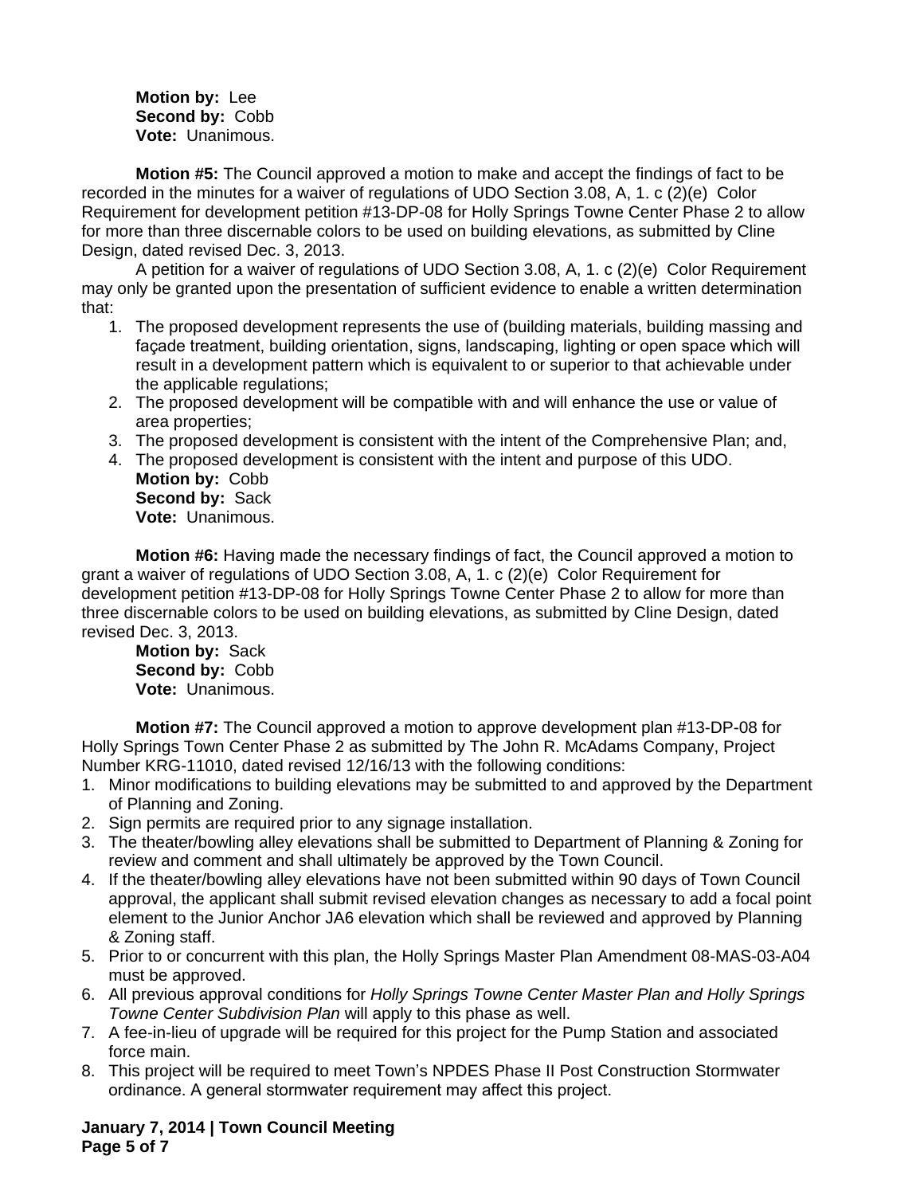**Motion by:** Lee
**Second by:** Cobb
**Vote:** Unanimous.

**Motion #5:** The Council approved a motion to make and accept the findings of fact to be recorded in the minutes for a waiver of regulations of UDO Section 3.08, A, 1. c (2)(e) Color Requirement for development petition #13-DP-08 for Holly Springs Towne Center Phase 2 to allow for more than three discernable colors to be used on building elevations, as submitted by Cline Design, dated revised Dec. 3, 2013.

A petition for a waiver of regulations of UDO Section 3.08, A, 1. c (2)(e) Color Requirement may only be granted upon the presentation of sufficient evidence to enable a written determination that:

1. The proposed development represents the use of (building materials, building massing and façade treatment, building orientation, signs, landscaping, lighting or open space which will result in a development pattern which is equivalent to or superior to that achievable under the applicable regulations;
2. The proposed development will be compatible with and will enhance the use or value of area properties;
3. The proposed development is consistent with the intent of the Comprehensive Plan; and,
4. The proposed development is consistent with the intent and purpose of this UDO.

**Motion by:** Cobb
**Second by:** Sack
**Vote:** Unanimous.

**Motion #6:** Having made the necessary findings of fact, the Council approved a motion to grant a waiver of regulations of UDO Section 3.08, A, 1. c (2)(e) Color Requirement for development petition #13-DP-08 for Holly Springs Towne Center Phase 2 to allow for more than three discernable colors to be used on building elevations, as submitted by Cline Design, dated revised Dec. 3, 2013.

**Motion by:** Sack
**Second by:** Cobb
**Vote:** Unanimous.

**Motion #7:** The Council approved a motion to approve development plan #13-DP-08 for Holly Springs Town Center Phase 2 as submitted by The John R. McAdams Company, Project Number KRG-11010, dated revised 12/16/13 with the following conditions:

1. Minor modifications to building elevations may be submitted to and approved by the Department of Planning and Zoning.
2. Sign permits are required prior to any signage installation.
3. The theater/bowling alley elevations shall be submitted to Department of Planning & Zoning for review and comment and shall ultimately be approved by the Town Council.
4. If the theater/bowling alley elevations have not been submitted within 90 days of Town Council approval, the applicant shall submit revised elevation changes as necessary to add a focal point element to the Junior Anchor JA6 elevation which shall be reviewed and approved by Planning & Zoning staff.
5. Prior to or concurrent with this plan, the Holly Springs Master Plan Amendment 08-MAS-03-A04 must be approved.
6. All previous approval conditions for *Holly Springs Towne Center Master Plan and Holly Springs Towne Center Subdivision Plan* will apply to this phase as well.
7. A fee-in-lieu of upgrade will be required for this project for the Pump Station and associated force main.
8. This project will be required to meet Town's NPDES Phase II Post Construction Stormwater ordinance. A general stormwater requirement may affect this project.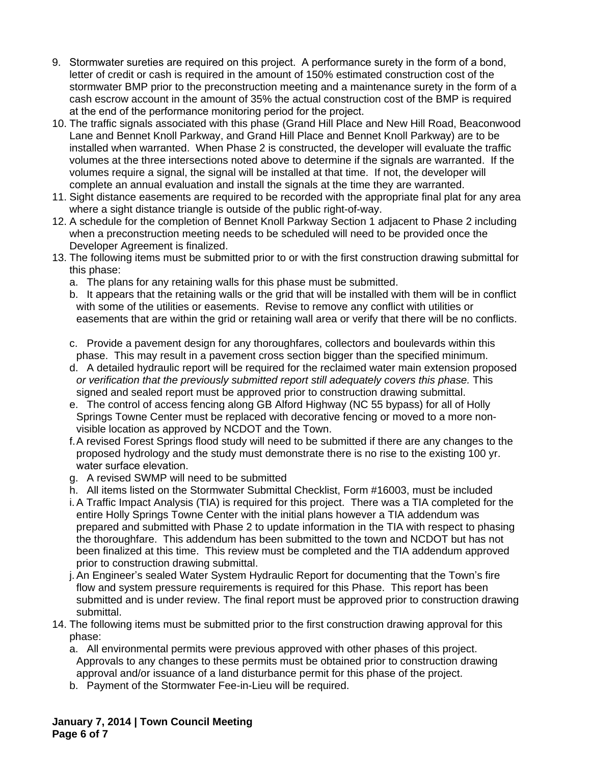9. Stormwater sureties are required on this project. A performance surety in the form of a bond, letter of credit or cash is required in the amount of 150% estimated construction cost of the stormwater BMP prior to the preconstruction meeting and a maintenance surety in the form of a cash escrow account in the amount of 35% the actual construction cost of the BMP is required at the end of the performance monitoring period for the project.
10. The traffic signals associated with this phase (Grand Hill Place and New Hill Road, Beaconwood Lane and Bennet Knoll Parkway, and Grand Hill Place and Bennet Knoll Parkway) are to be installed when warranted. When Phase 2 is constructed, the developer will evaluate the traffic volumes at the three intersections noted above to determine if the signals are warranted. If the volumes require a signal, the signal will be installed at that time. If not, the developer will complete an annual evaluation and install the signals at the time they are warranted.
11. Sight distance easements are required to be recorded with the appropriate final plat for any area where a sight distance triangle is outside of the public right-of-way.
12. A schedule for the completion of Bennet Knoll Parkway Section 1 adjacent to Phase 2 including when a preconstruction meeting needs to be scheduled will need to be provided once the Developer Agreement is finalized.
13. The following items must be submitted prior to or with the first construction drawing submittal for this phase:
    a. The plans for any retaining walls for this phase must be submitted.
    b. It appears that the retaining walls or the grid that will be installed with them will be in conflict with some of the utilities or easements. Revise to remove any conflict with utilities or easements that are within the grid or retaining wall area or verify that there will be no conflicts.
    c. Provide a pavement design for any thoroughfares, collectors and boulevards within this phase. This may result in a pavement cross section bigger than the specified minimum.
    d. A detailed hydraulic report will be required for the reclaimed water main extension proposed *or verification that the previously submitted report still adequately covers this phase.* This signed and sealed report must be approved prior to construction drawing submittal.
    e. The control of access fencing along GB Alford Highway (NC 55 bypass) for all of Holly Springs Towne Center must be replaced with decorative fencing or moved to a more non-visible location as approved by NCDOT and the Town.
    f. A revised Forest Springs flood study will need to be submitted if there are any changes to the proposed hydrology and the study must demonstrate there is no rise to the existing 100 yr. water surface elevation.
    g. A revised SWMP will need to be submitted
    h. All items listed on the Stormwater Submittal Checklist, Form #16003, must be included
    i. A Traffic Impact Analysis (TIA) is required for this project. There was a TIA completed for the entire Holly Springs Towne Center with the initial plans however a TIA addendum was prepared and submitted with Phase 2 to update information in the TIA with respect to phasing the thoroughfare. This addendum has been submitted to the town and NCDOT but has not been finalized at this time. This review must be completed and the TIA addendum approved prior to construction drawing submittal.
    j. An Engineer's sealed Water System Hydraulic Report for documenting that the Town's fire flow and system pressure requirements is required for this Phase. This report has been submitted and is under review. The final report must be approved prior to construction drawing submittal.
14. The following items must be submitted prior to the first construction drawing approval for this phase:
    a. All environmental permits were previous approved with other phases of this project. Approvals to any changes to these permits must be obtained prior to construction drawing approval and/or issuance of a land disturbance permit for this phase of the project.
    b. Payment of the Stormwater Fee-in-Lieu will be required.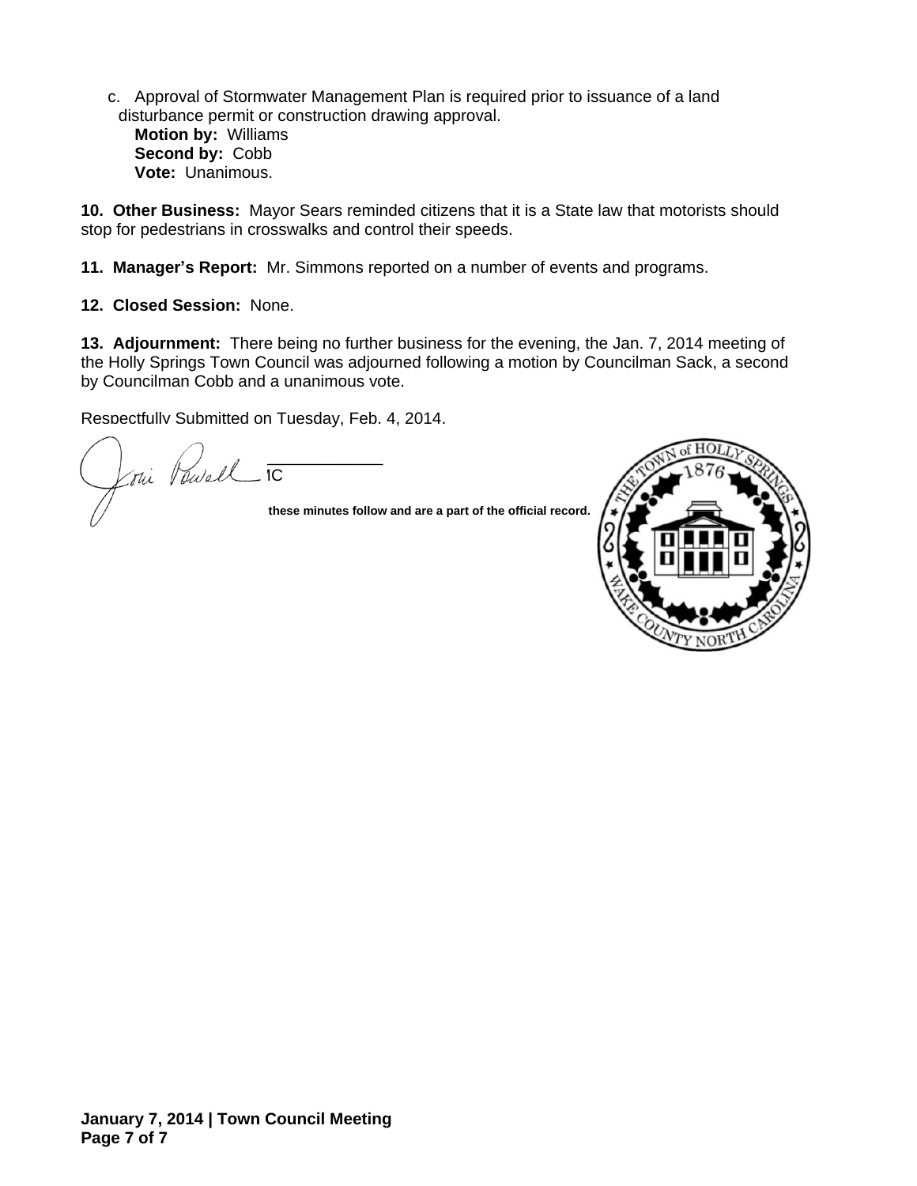c. Approval of Stormwater Management Plan is required prior to issuance of a land disturbance permit or construction drawing approval.

**Motion by:** Williams
**Second by:** Cobb
**Vote:** Unanimous.

**10. Other Business:** Mayor Sears reminded citizens that it is a State law that motorists should stop for pedestrians in crosswalks and control their speeds.

**11. Manager's Report:** Mr. Simmons reported on a number of events and programs.

**12. Closed Session:** None.

**13. Adjournment:** There being no further business for the evening, the Jan. 7, 2014 meeting of the Holly Springs Town Council was adjourned following a motion by Councilman Sack, a second by Councilman Cobb and a unanimous vote.

Respectfully Submitted on Tuesday, Feb. 4, 2014.

___________ IC

**these minutes follow and are a part of the official record.**